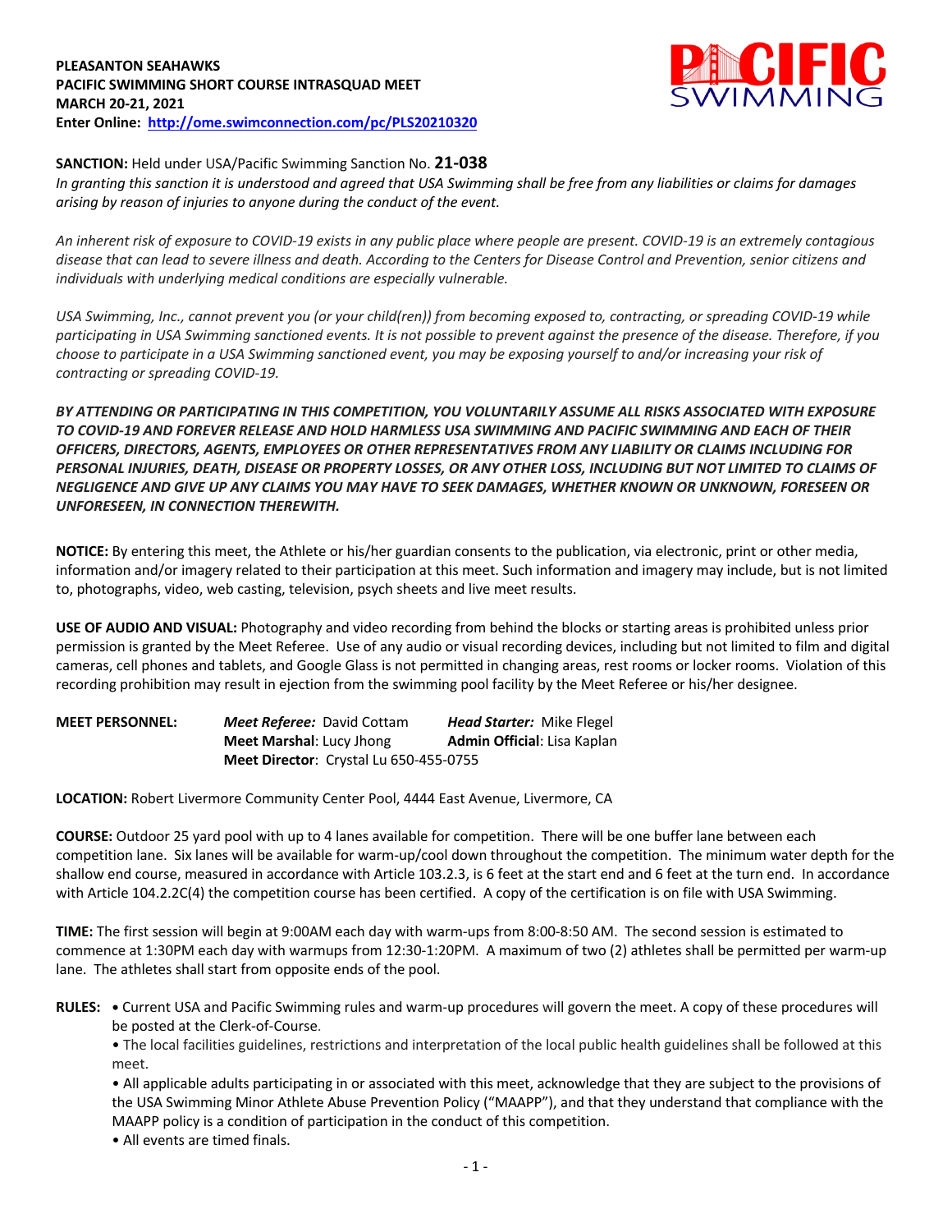**PLEASANTON SEAHAWKS**
**PACIFIC SWIMMING SHORT COURSE INTRASQUAD MEET**
**MARCH 20-21, 2021**
**Enter Online: [http://ome.swimconnection.com/pc/PLS20210320](http://ome.swimconnection.com/pc/PLS20210320)**

**SANCTION:** Held under USA/Pacific Swimming Sanction No. **21-038**
*In granting this sanction it is understood and agreed that USA Swimming shall be free from any liabilities or claims for damages arising by reason of injuries to anyone during the conduct of the event.*

*An inherent risk of exposure to COVID-19 exists in any public place where people are present. COVID-19 is an extremely contagious disease that can lead to severe illness and death. According to the Centers for Disease Control and Prevention, senior citizens and individuals with underlying medical conditions are especially vulnerable.*

*USA Swimming, Inc., cannot prevent you (or your child(ren)) from becoming exposed to, contracting, or spreading COVID-19 while participating in USA Swimming sanctioned events. It is not possible to prevent against the presence of the disease. Therefore, if you choose to participate in a USA Swimming sanctioned event, you may be exposing yourself to and/or increasing your risk of contracting or spreading COVID-19.*

***BY ATTENDING OR PARTICIPATING IN THIS COMPETITION, YOU VOLUNTARILY ASSUME ALL RISKS ASSOCIATED WITH EXPOSURE TO COVID-19 AND FOREVER RELEASE AND HOLD HARMLESS USA SWIMMING AND PACIFIC SWIMMING AND EACH OF THEIR OFFICERS, DIRECTORS, AGENTS, EMPLOYEES OR OTHER REPRESENTATIVES FROM ANY LIABILITY OR CLAIMS INCLUDING FOR PERSONAL INJURIES, DEATH, DISEASE OR PROPERTY LOSSES, OR ANY OTHER LOSS, INCLUDING BUT NOT LIMITED TO CLAIMS OF NEGLIGENCE AND GIVE UP ANY CLAIMS YOU MAY HAVE TO SEEK DAMAGES, WHETHER KNOWN OR UNKNOWN, FORESEEN OR UNFORESEEN, IN CONNECTION THEREWITH.***

**NOTICE:** By entering this meet, the Athlete or his/her guardian consents to the publication, via electronic, print or other media, information and/or imagery related to their participation at this meet. Such information and imagery may include, but is not limited to, photographs, video, web casting, television, psych sheets and live meet results.

**USE OF AUDIO AND VISUAL:** Photography and video recording from behind the blocks or starting areas is prohibited unless prior permission is granted by the Meet Referee. Use of any audio or visual recording devices, including but not limited to film and digital cameras, cell phones and tablets, and Google Glass is not permitted in changing areas, rest rooms or locker rooms. Violation of this recording prohibition may result in ejection from the swimming pool facility by the Meet Referee or his/her designee.

**MEET PERSONNEL:**
***Meet Referee:*** David Cottam — ***Head Starter:*** Mike Flegel
**Meet Marshal**: Lucy Jhong — **Admin Official**: Lisa Kaplan
**Meet Director**: Crystal Lu 650-455-0755

**LOCATION:** Robert Livermore Community Center Pool, 4444 East Avenue, Livermore, CA

**COURSE:** Outdoor 25 yard pool with up to 4 lanes available for competition. There will be one buffer lane between each competition lane. Six lanes will be available for warm-up/cool down throughout the competition. The minimum water depth for the shallow end course, measured in accordance with Article 103.2.3, is 6 feet at the start end and 6 feet at the turn end. In accordance with Article 104.2.2C(4) the competition course has been certified. A copy of the certification is on file with USA Swimming.

**TIME:** The first session will begin at 9:00AM each day with warm-ups from 8:00-8:50 AM. The second session is estimated to commence at 1:30PM each day with warmups from 12:30-1:20PM. A maximum of two (2) athletes shall be permitted per warm-up lane. The athletes shall start from opposite ends of the pool.

**RULES:**
- Current USA and Pacific Swimming rules and warm-up procedures will govern the meet. A copy of these procedures will be posted at the Clerk-of-Course.
- The local facilities guidelines, restrictions and interpretation of the local public health guidelines shall be followed at this meet.
- All applicable adults participating in or associated with this meet, acknowledge that they are subject to the provisions of the USA Swimming Minor Athlete Abuse Prevention Policy ("MAAPP"), and that they understand that compliance with the MAAPP policy is a condition of participation in the conduct of this competition.
- All events are timed finals.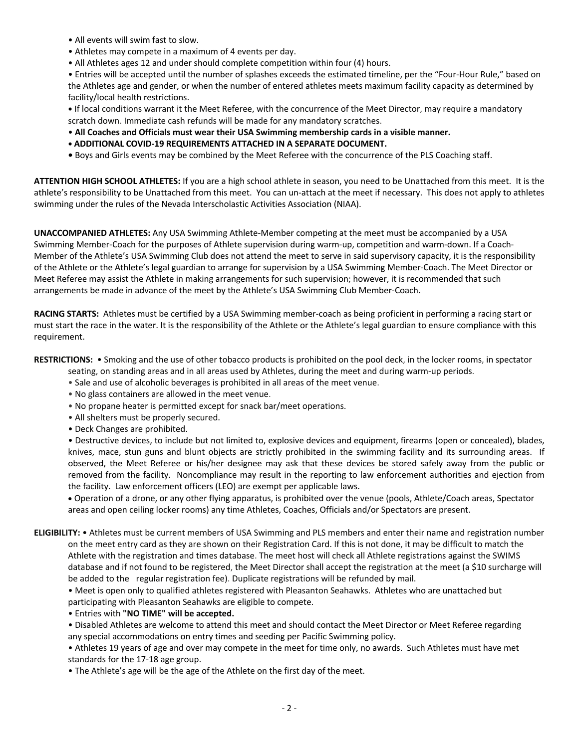- All events will swim fast to slow.
- Athletes may compete in a maximum of 4 events per day.
- All Athletes ages 12 and under should complete competition within four (4) hours.
- Entries will be accepted until the number of splashes exceeds the estimated timeline, per the "Four-Hour Rule," based on the Athletes age and gender, or when the number of entered athletes meets maximum facility capacity as determined by facility/local health restrictions.
- If local conditions warrant it the Meet Referee, with the concurrence of the Meet Director, may require a mandatory scratch down. Immediate cash refunds will be made for any mandatory scratches.
- **All Coaches and Officials must wear their USA Swimming membership cards in a visible manner.**
- **ADDITIONAL COVID-19 REQUIREMENTS ATTACHED IN A SEPARATE DOCUMENT.**
- Boys and Girls events may be combined by the Meet Referee with the concurrence of the PLS Coaching staff.

**ATTENTION HIGH SCHOOL ATHLETES:** If you are a high school athlete in season, you need to be Unattached from this meet. It is the athlete's responsibility to be Unattached from this meet. You can un-attach at the meet if necessary. This does not apply to athletes swimming under the rules of the Nevada Interscholastic Activities Association (NIAA).

**UNACCOMPANIED ATHLETES:** Any USA Swimming Athlete-Member competing at the meet must be accompanied by a USA Swimming Member-Coach for the purposes of Athlete supervision during warm-up, competition and warm-down. If a Coach-Member of the Athlete's USA Swimming Club does not attend the meet to serve in said supervisory capacity, it is the responsibility of the Athlete or the Athlete's legal guardian to arrange for supervision by a USA Swimming Member-Coach. The Meet Director or Meet Referee may assist the Athlete in making arrangements for such supervision; however, it is recommended that such arrangements be made in advance of the meet by the Athlete's USA Swimming Club Member-Coach.

**RACING STARTS:** Athletes must be certified by a USA Swimming member-coach as being proficient in performing a racing start or must start the race in the water. It is the responsibility of the Athlete or the Athlete's legal guardian to ensure compliance with this requirement.

**RESTRICTIONS:**
- Smoking and the use of other tobacco products is prohibited on the pool deck, in the locker rooms, in spectator seating, on standing areas and in all areas used by Athletes, during the meet and during warm-up periods.
- Sale and use of alcoholic beverages is prohibited in all areas of the meet venue.
- No glass containers are allowed in the meet venue.
- No propane heater is permitted except for snack bar/meet operations.
- All shelters must be properly secured.
- Deck Changes are prohibited.
- Destructive devices, to include but not limited to, explosive devices and equipment, firearms (open or concealed), blades, knives, mace, stun guns and blunt objects are strictly prohibited in the swimming facility and its surrounding areas. If observed, the Meet Referee or his/her designee may ask that these devices be stored safely away from the public or removed from the facility. Noncompliance may result in the reporting to law enforcement authorities and ejection from the facility. Law enforcement officers (LEO) are exempt per applicable laws.
- Operation of a drone, or any other flying apparatus, is prohibited over the venue (pools, Athlete/Coach areas, Spectator areas and open ceiling locker rooms) any time Athletes, Coaches, Officials and/or Spectators are present.

**ELIGIBILITY:**
- Athletes must be current members of USA Swimming and PLS members and enter their name and registration number on the meet entry card as they are shown on their Registration Card. If this is not done, it may be difficult to match the Athlete with the registration and times database. The meet host will check all Athlete registrations against the SWIMS database and if not found to be registered, the Meet Director shall accept the registration at the meet (a $10 surcharge will be added to the regular registration fee). Duplicate registrations will be refunded by mail.
- Meet is open only to qualified athletes registered with Pleasanton Seahawks. Athletes who are unattached but participating with Pleasanton Seahawks are eligible to compete.
- Entries with **"NO TIME" will be accepted.**
- Disabled Athletes are welcome to attend this meet and should contact the Meet Director or Meet Referee regarding any special accommodations on entry times and seeding per Pacific Swimming policy.
- Athletes 19 years of age and over may compete in the meet for time only, no awards. Such Athletes must have met standards for the 17-18 age group.
- The Athlete's age will be the age of the Athlete on the first day of the meet.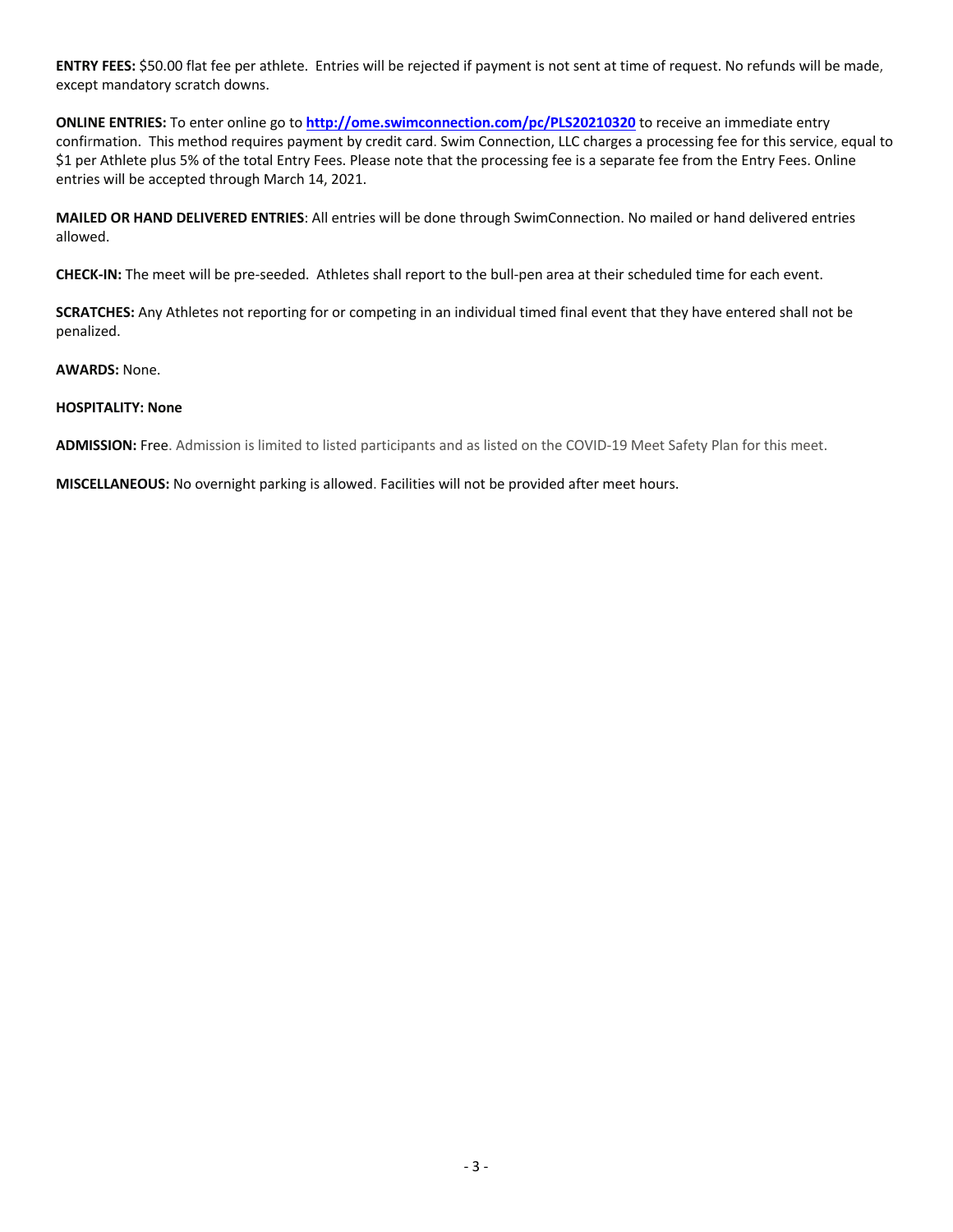**ENTRY FEES:** $50.00 flat fee per athlete. Entries will be rejected if payment is not sent at time of request. No refunds will be made, except mandatory scratch downs.

**ONLINE ENTRIES:** To enter online go to **http://ome.swimconnection.com/pc/PLS20210320** to receive an immediate entry confirmation. This method requires payment by credit card. Swim Connection, LLC charges a processing fee for this service, equal to $1 per Athlete plus 5% of the total Entry Fees. Please note that the processing fee is a separate fee from the Entry Fees. Online entries will be accepted through March 14, 2021.

**MAILED OR HAND DELIVERED ENTRIES**: All entries will be done through SwimConnection. No mailed or hand delivered entries allowed.

**CHECK-IN:** The meet will be pre-seeded. Athletes shall report to the bull-pen area at their scheduled time for each event.

**SCRATCHES:** Any Athletes not reporting for or competing in an individual timed final event that they have entered shall not be penalized.

**AWARDS:** None.

**HOSPITALITY: None**

**ADMISSION:** Free. Admission is limited to listed participants and as listed on the COVID-19 Meet Safety Plan for this meet.

**MISCELLANEOUS:** No overnight parking is allowed. Facilities will not be provided after meet hours.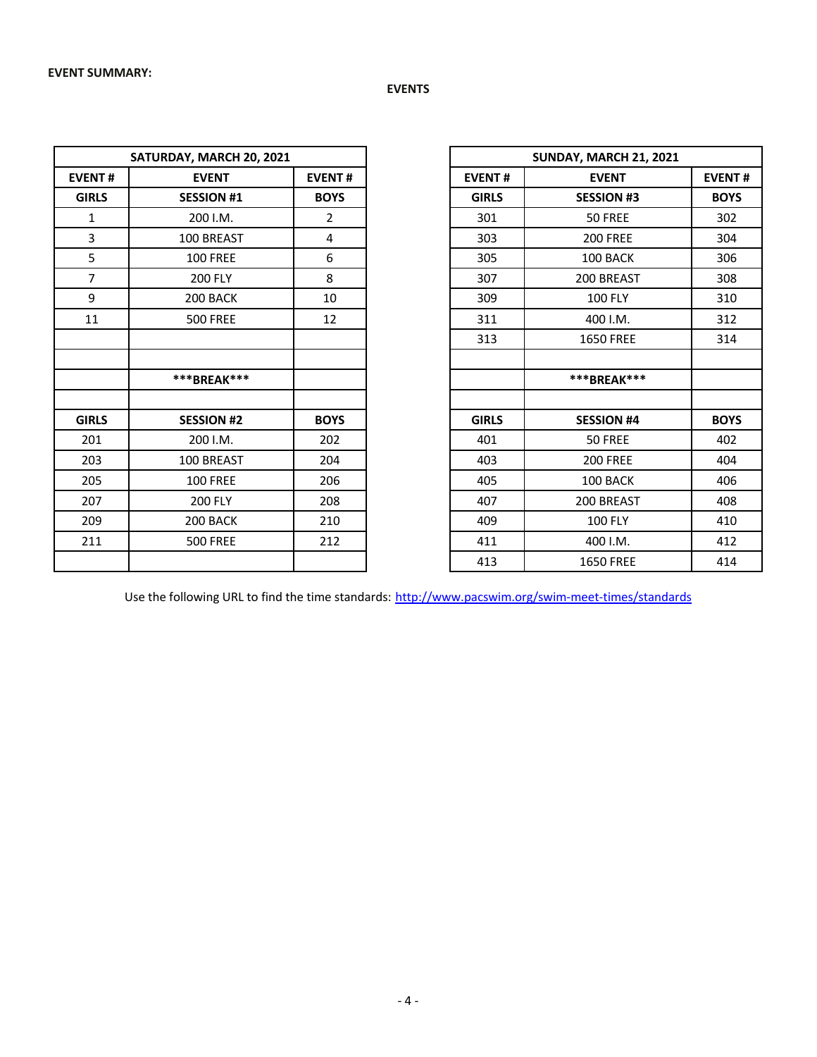**EVENT SUMMARY:**

**EVENTS**

| SATURDAY, MARCH 20, 2021 | | |
|---|---|---|
| **EVENT #** | **EVENT** | **EVENT #** |
| **GIRLS** | **SESSION #1** | **BOYS** |
| 1 | 200 I.M. | 2 |
| 3 | 100 BREAST | 4 |
| 5 | 100 FREE | 6 |
| 7 | 200 FLY | 8 |
| 9 | 200 BACK | 10 |
| 11 | 500 FREE | 12 |
| | | |
| | | |
| | ***BREAK*** | |
| | | |
| **GIRLS** | **SESSION #2** | **BOYS** |
| 201 | 200 I.M. | 202 |
| 203 | 100 BREAST | 204 |
| 205 | 100 FREE | 206 |
| 207 | 200 FLY | 208 |
| 209 | 200 BACK | 210 |
| 211 | 500 FREE | 212 |
| | | |

| SUNDAY, MARCH 21, 2021 | | |
|---|---|---|
| **EVENT #** | **EVENT** | **EVENT #** |
| **GIRLS** | **SESSION #3** | **BOYS** |
| 301 | 50 FREE | 302 |
| 303 | 200 FREE | 304 |
| 305 | 100 BACK | 306 |
| 307 | 200 BREAST | 308 |
| 309 | 100 FLY | 310 |
| 311 | 400 I.M. | 312 |
| 313 | 1650 FREE | 314 |
| | | |
| | ***BREAK*** | |
| | | |
| **GIRLS** | **SESSION #4** | **BOYS** |
| 401 | 50 FREE | 402 |
| 403 | 200 FREE | 404 |
| 405 | 100 BACK | 406 |
| 407 | 200 BREAST | 408 |
| 409 | 100 FLY | 410 |
| 411 | 400 I.M. | 412 |
| 413 | 1650 FREE | 414 |

Use the following URL to find the time standards: [http://www.pacswim.org/swim-meet-times/standards](http://www.pacswim.org/swim-meet-times/standards)